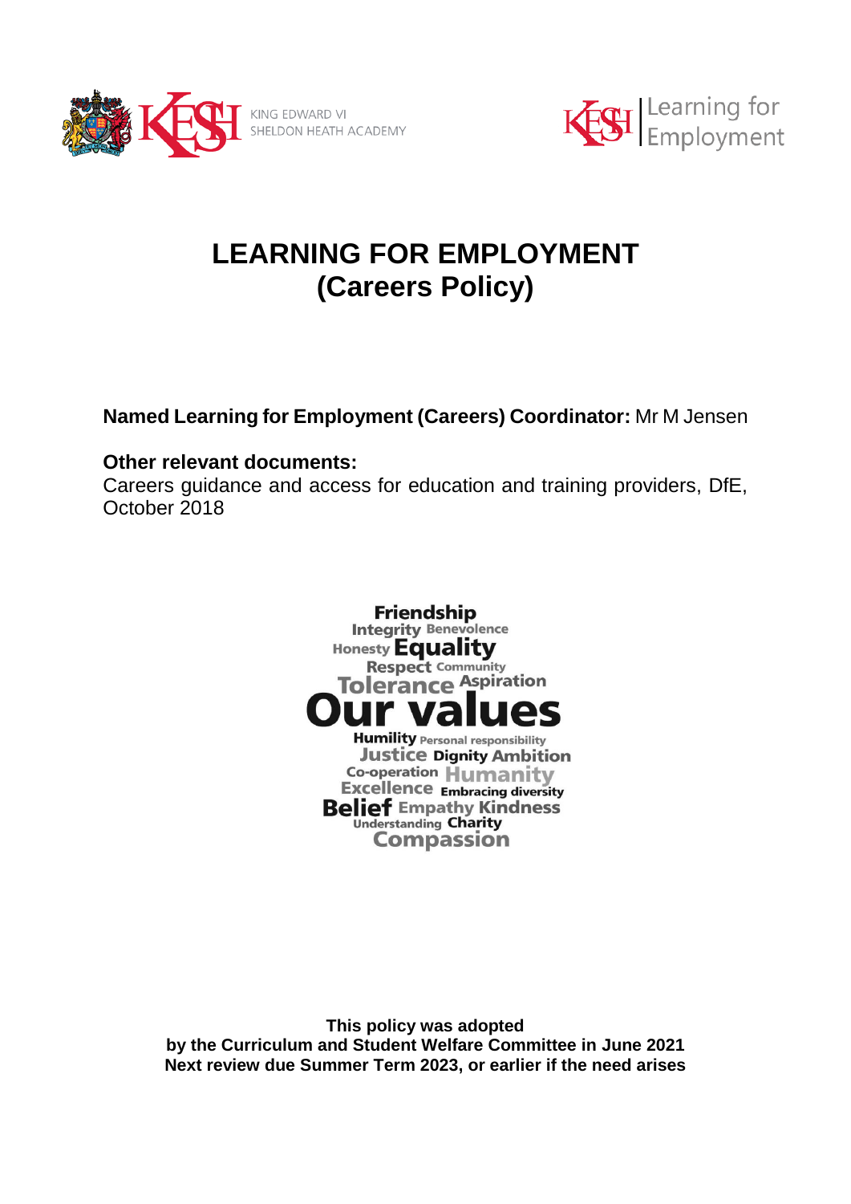KING EDWARD VI SHELDON HEATH ACADEMY

Learning for Employment

# LEARNING FOR EMPLOYMENT (Careers Policy)

**Named Learning for Employment (Careers) Coordinator:** Mr M Jensen

**Other relevant documents:**
Careers guidance and access for education and training providers, DfE, October 2018

Friendship
Integrity Benevolence
Honesty Equality
Respect Community
Tolerance Aspiration
Our values
Humility Personal responsibility
Justice Dignity Ambition
Co-operation Humanity
Excellence Embracing diversity
Belief Empathy Kindness
Understanding Charity
Compassion

**This policy was adopted**
**by the Curriculum and Student Welfare Committee in June 2021**
**Next review due Summer Term 2023, or earlier if the need arises**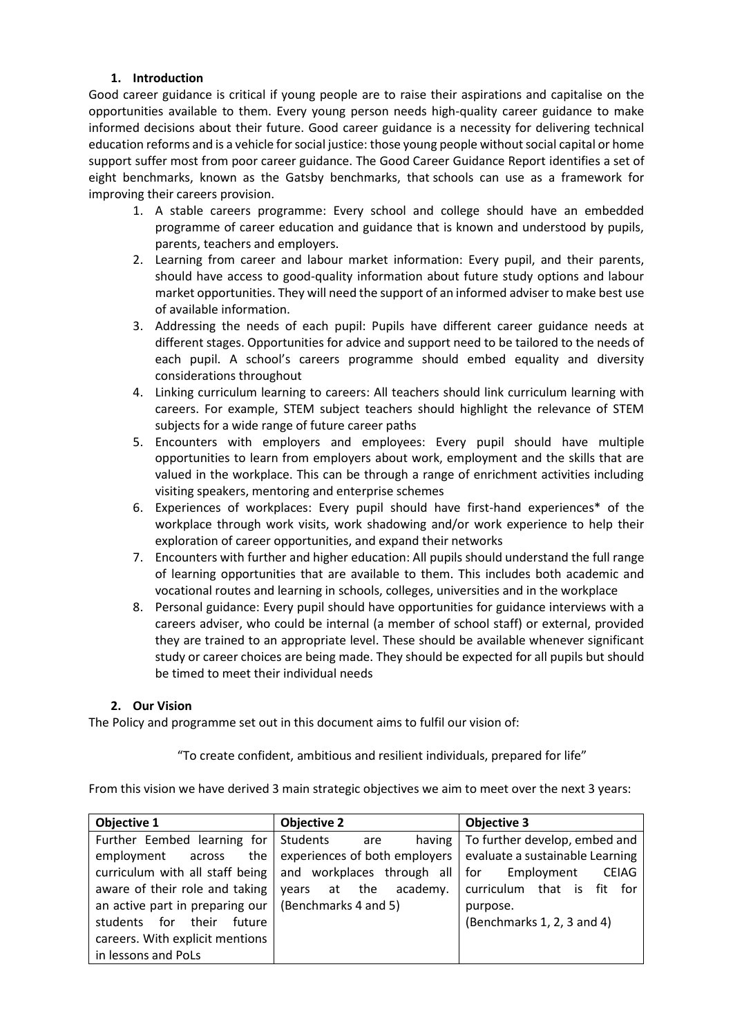## 1. Introduction

Good career guidance is critical if young people are to raise their aspirations and capitalise on the opportunities available to them. Every young person needs high-quality career guidance to make informed decisions about their future. Good career guidance is a necessity for delivering technical education reforms and is a vehicle for social justice: those young people without social capital or home support suffer most from poor career guidance. The Good Career Guidance Report identifies a set of eight benchmarks, known as the Gatsby benchmarks, that schools can use as a framework for improving their careers provision.

1. A stable careers programme: Every school and college should have an embedded programme of career education and guidance that is known and understood by pupils, parents, teachers and employers.
2. Learning from career and labour market information: Every pupil, and their parents, should have access to good-quality information about future study options and labour market opportunities. They will need the support of an informed adviser to make best use of available information.
3. Addressing the needs of each pupil: Pupils have different career guidance needs at different stages. Opportunities for advice and support need to be tailored to the needs of each pupil. A school's careers programme should embed equality and diversity considerations throughout
4. Linking curriculum learning to careers: All teachers should link curriculum learning with careers. For example, STEM subject teachers should highlight the relevance of STEM subjects for a wide range of future career paths
5. Encounters with employers and employees: Every pupil should have multiple opportunities to learn from employers about work, employment and the skills that are valued in the workplace. This can be through a range of enrichment activities including visiting speakers, mentoring and enterprise schemes
6. Experiences of workplaces: Every pupil should have first-hand experiences* of the workplace through work visits, work shadowing and/or work experience to help their exploration of career opportunities, and expand their networks
7. Encounters with further and higher education: All pupils should understand the full range of learning opportunities that are available to them. This includes both academic and vocational routes and learning in schools, colleges, universities and in the workplace
8. Personal guidance: Every pupil should have opportunities for guidance interviews with a careers adviser, who could be internal (a member of school staff) or external, provided they are trained to an appropriate level. These should be available whenever significant study or career choices are being made. They should be expected for all pupils but should be timed to meet their individual needs

## 2. Our Vision

The Policy and programme set out in this document aims to fulfil our vision of:

"To create confident, ambitious and resilient individuals, prepared for life"

From this vision we have derived 3 main strategic objectives we aim to meet over the next 3 years:

| **Objective 1** | **Objective 2** | **Objective 3** |
|---|---|---|
| Further Eembed learning for employment across the curriculum with all staff being aware of their role and taking an active part in preparing our students for their future careers. With explicit mentions in lessons and PoLs | Students are having experiences of both employers and workplaces through all years at the academy. (Benchmarks 4 and 5) | To further develop, embed and evaluate a sustainable Learning for Employment CEIAG curriculum that is fit for purpose. (Benchmarks 1, 2, 3 and 4) |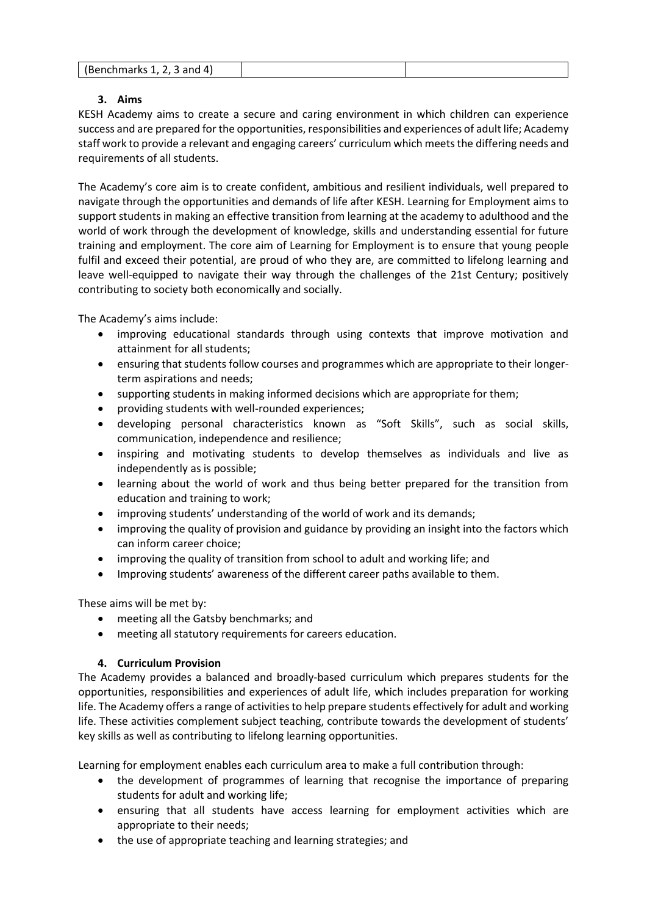| (Benchmarks 1, 2, 3 and 4) | | |
|---|---|---|

### 3. Aims

KESH Academy aims to create a secure and caring environment in which children can experience success and are prepared for the opportunities, responsibilities and experiences of adult life; Academy staff work to provide a relevant and engaging careers' curriculum which meets the differing needs and requirements of all students.

The Academy's core aim is to create confident, ambitious and resilient individuals, well prepared to navigate through the opportunities and demands of life after KESH. Learning for Employment aims to support students in making an effective transition from learning at the academy to adulthood and the world of work through the development of knowledge, skills and understanding essential for future training and employment. The core aim of Learning for Employment is to ensure that young people fulfil and exceed their potential, are proud of who they are, are committed to lifelong learning and leave well-equipped to navigate their way through the challenges of the 21st Century; positively contributing to society both economically and socially.

The Academy's aims include:

- improving educational standards through using contexts that improve motivation and attainment for all students;
- ensuring that students follow courses and programmes which are appropriate to their longer-term aspirations and needs;
- supporting students in making informed decisions which are appropriate for them;
- providing students with well-rounded experiences;
- developing personal characteristics known as "Soft Skills", such as social skills, communication, independence and resilience;
- inspiring and motivating students to develop themselves as individuals and live as independently as is possible;
- learning about the world of work and thus being better prepared for the transition from education and training to work;
- improving students' understanding of the world of work and its demands;
- improving the quality of provision and guidance by providing an insight into the factors which can inform career choice;
- improving the quality of transition from school to adult and working life; and
- Improving students' awareness of the different career paths available to them.

These aims will be met by:

- meeting all the Gatsby benchmarks; and
- meeting all statutory requirements for careers education.

### 4. Curriculum Provision

The Academy provides a balanced and broadly-based curriculum which prepares students for the opportunities, responsibilities and experiences of adult life, which includes preparation for working life. The Academy offers a range of activities to help prepare students effectively for adult and working life. These activities complement subject teaching, contribute towards the development of students' key skills as well as contributing to lifelong learning opportunities.

Learning for employment enables each curriculum area to make a full contribution through:

- the development of programmes of learning that recognise the importance of preparing students for adult and working life;
- ensuring that all students have access learning for employment activities which are appropriate to their needs;
- the use of appropriate teaching and learning strategies; and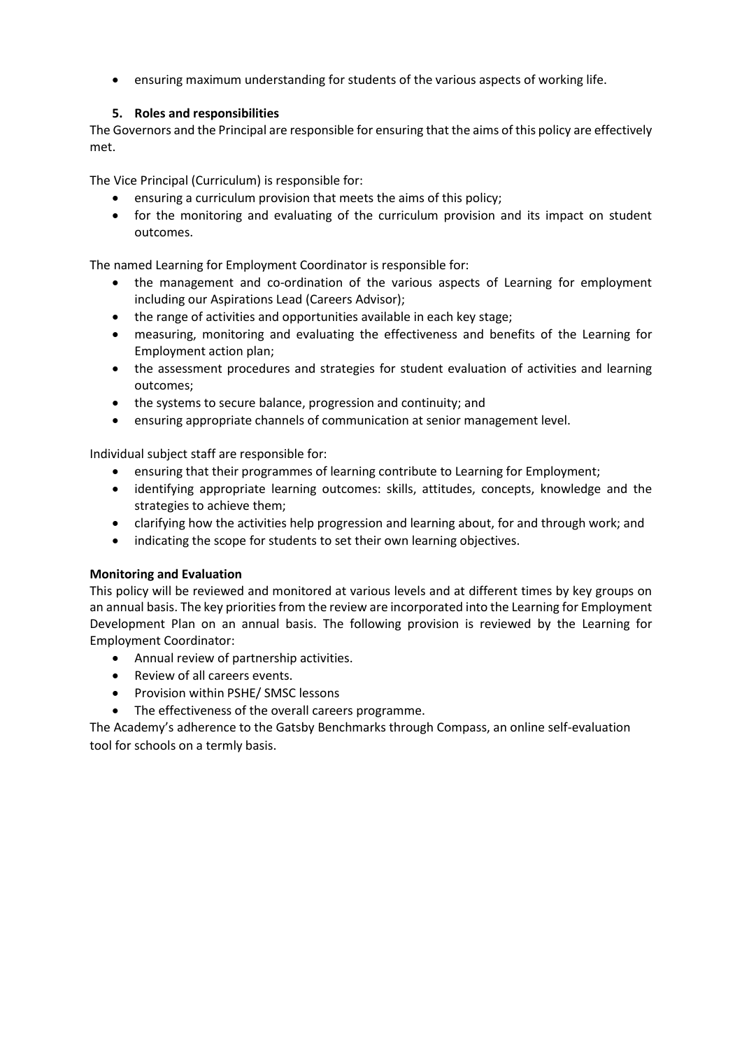- ensuring maximum understanding for students of the various aspects of working life.

## 5. Roles and responsibilities

The Governors and the Principal are responsible for ensuring that the aims of this policy are effectively met.

The Vice Principal (Curriculum) is responsible for:

- ensuring a curriculum provision that meets the aims of this policy;
- for the monitoring and evaluating of the curriculum provision and its impact on student outcomes.

The named Learning for Employment Coordinator is responsible for:

- the management and co-ordination of the various aspects of Learning for employment including our Aspirations Lead (Careers Advisor);
- the range of activities and opportunities available in each key stage;
- measuring, monitoring and evaluating the effectiveness and benefits of the Learning for Employment action plan;
- the assessment procedures and strategies for student evaluation of activities and learning outcomes;
- the systems to secure balance, progression and continuity; and
- ensuring appropriate channels of communication at senior management level.

Individual subject staff are responsible for:

- ensuring that their programmes of learning contribute to Learning for Employment;
- identifying appropriate learning outcomes: skills, attitudes, concepts, knowledge and the strategies to achieve them;
- clarifying how the activities help progression and learning about, for and through work; and
- indicating the scope for students to set their own learning objectives.

**Monitoring and Evaluation**

This policy will be reviewed and monitored at various levels and at different times by key groups on an annual basis. The key priorities from the review are incorporated into the Learning for Employment Development Plan on an annual basis. The following provision is reviewed by the Learning for Employment Coordinator:

- Annual review of partnership activities.
- Review of all careers events.
- Provision within PSHE/ SMSC lessons
- The effectiveness of the overall careers programme.

The Academy's adherence to the Gatsby Benchmarks through Compass, an online self-evaluation tool for schools on a termly basis.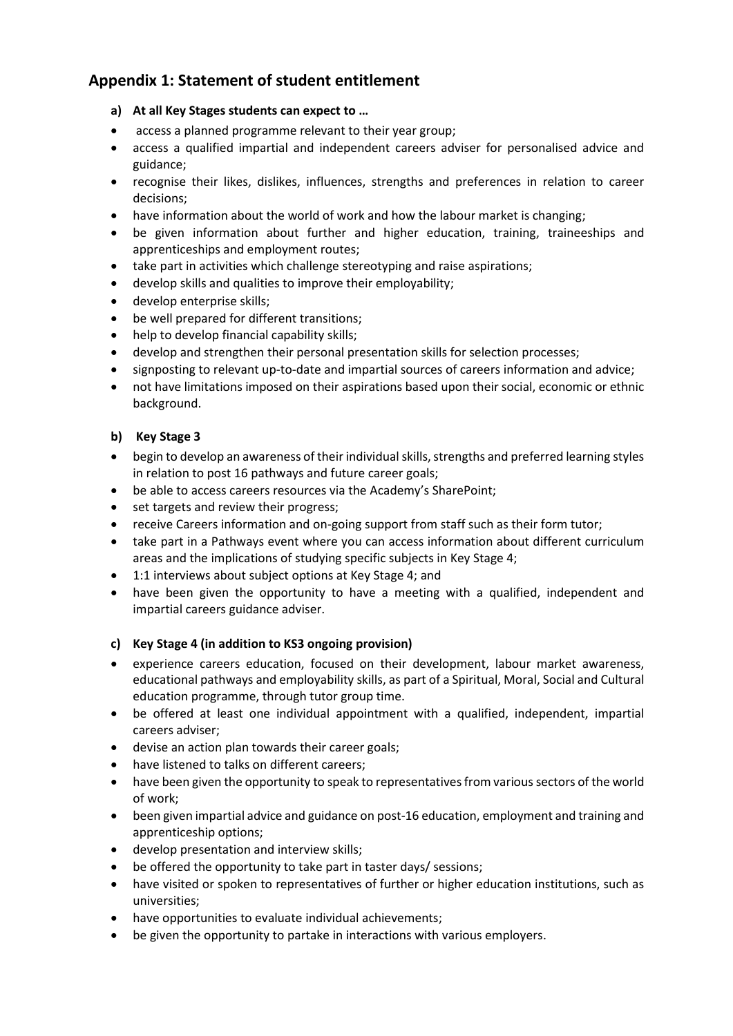## Appendix 1: Statement of student entitlement

**a) At all Key Stages students can expect to …**

- access a planned programme relevant to their year group;
- access a qualified impartial and independent careers adviser for personalised advice and guidance;
- recognise their likes, dislikes, influences, strengths and preferences in relation to career decisions;
- have information about the world of work and how the labour market is changing;
- be given information about further and higher education, training, traineeships and apprenticeships and employment routes;
- take part in activities which challenge stereotyping and raise aspirations;
- develop skills and qualities to improve their employability;
- develop enterprise skills;
- be well prepared for different transitions;
- help to develop financial capability skills;
- develop and strengthen their personal presentation skills for selection processes;
- signposting to relevant up-to-date and impartial sources of careers information and advice;
- not have limitations imposed on their aspirations based upon their social, economic or ethnic background.

**b) Key Stage 3**

- begin to develop an awareness of their individual skills, strengths and preferred learning styles in relation to post 16 pathways and future career goals;
- be able to access careers resources via the Academy's SharePoint;
- set targets and review their progress;
- receive Careers information and on-going support from staff such as their form tutor;
- take part in a Pathways event where you can access information about different curriculum areas and the implications of studying specific subjects in Key Stage 4;
- 1:1 interviews about subject options at Key Stage 4; and
- have been given the opportunity to have a meeting with a qualified, independent and impartial careers guidance adviser.

**c) Key Stage 4 (in addition to KS3 ongoing provision)**

- experience careers education, focused on their development, labour market awareness, educational pathways and employability skills, as part of a Spiritual, Moral, Social and Cultural education programme, through tutor group time.
- be offered at least one individual appointment with a qualified, independent, impartial careers adviser;
- devise an action plan towards their career goals;
- have listened to talks on different careers;
- have been given the opportunity to speak to representatives from various sectors of the world of work;
- been given impartial advice and guidance on post-16 education, employment and training and apprenticeship options;
- develop presentation and interview skills;
- be offered the opportunity to take part in taster days/ sessions;
- have visited or spoken to representatives of further or higher education institutions, such as universities;
- have opportunities to evaluate individual achievements;
- be given the opportunity to partake in interactions with various employers.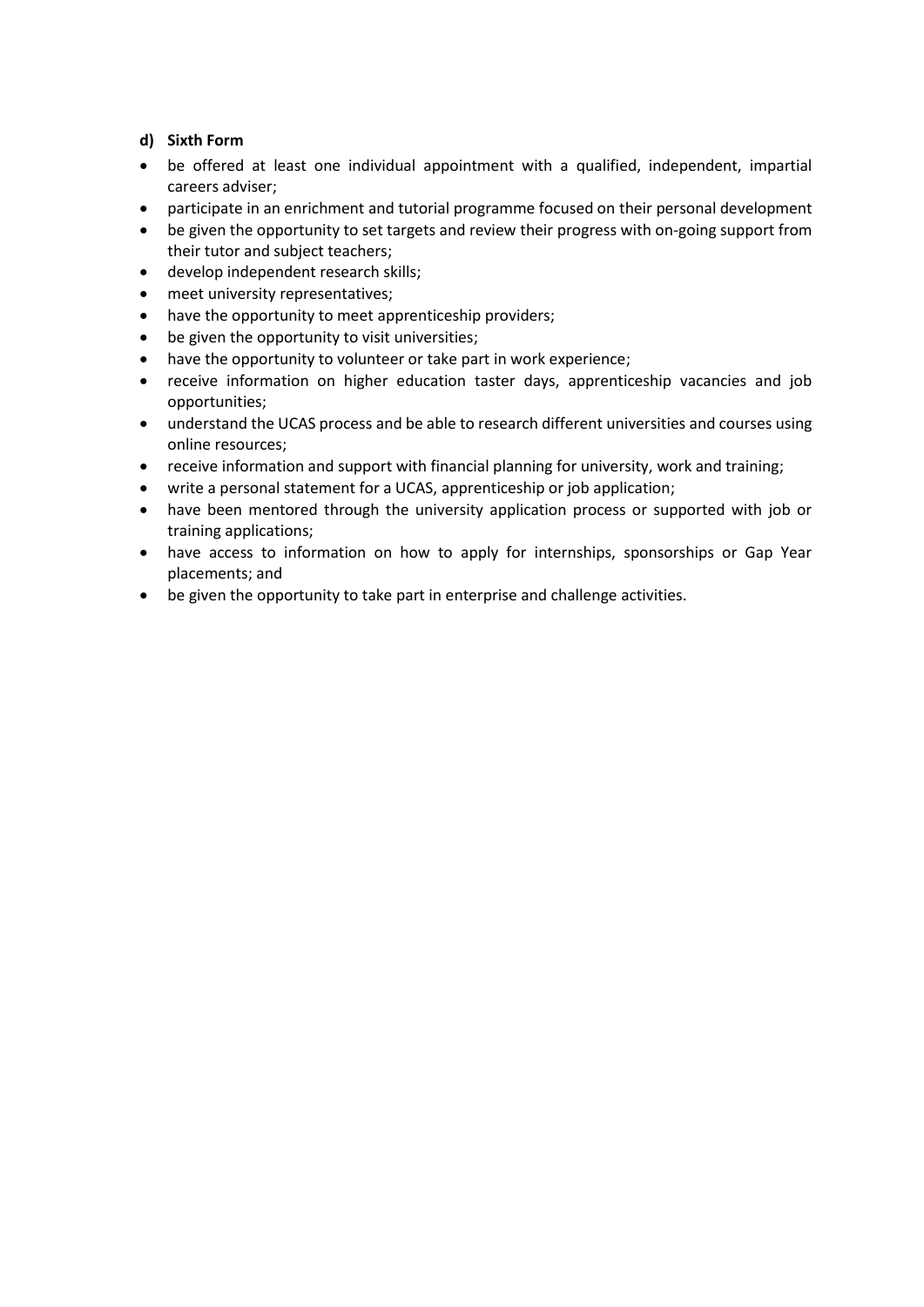**d) Sixth Form**

- be offered at least one individual appointment with a qualified, independent, impartial careers adviser;
- participate in an enrichment and tutorial programme focused on their personal development
- be given the opportunity to set targets and review their progress with on-going support from their tutor and subject teachers;
- develop independent research skills;
- meet university representatives;
- have the opportunity to meet apprenticeship providers;
- be given the opportunity to visit universities;
- have the opportunity to volunteer or take part in work experience;
- receive information on higher education taster days, apprenticeship vacancies and job opportunities;
- understand the UCAS process and be able to research different universities and courses using online resources;
- receive information and support with financial planning for university, work and training;
- write a personal statement for a UCAS, apprenticeship or job application;
- have been mentored through the university application process or supported with job or training applications;
- have access to information on how to apply for internships, sponsorships or Gap Year placements; and
- be given the opportunity to take part in enterprise and challenge activities.